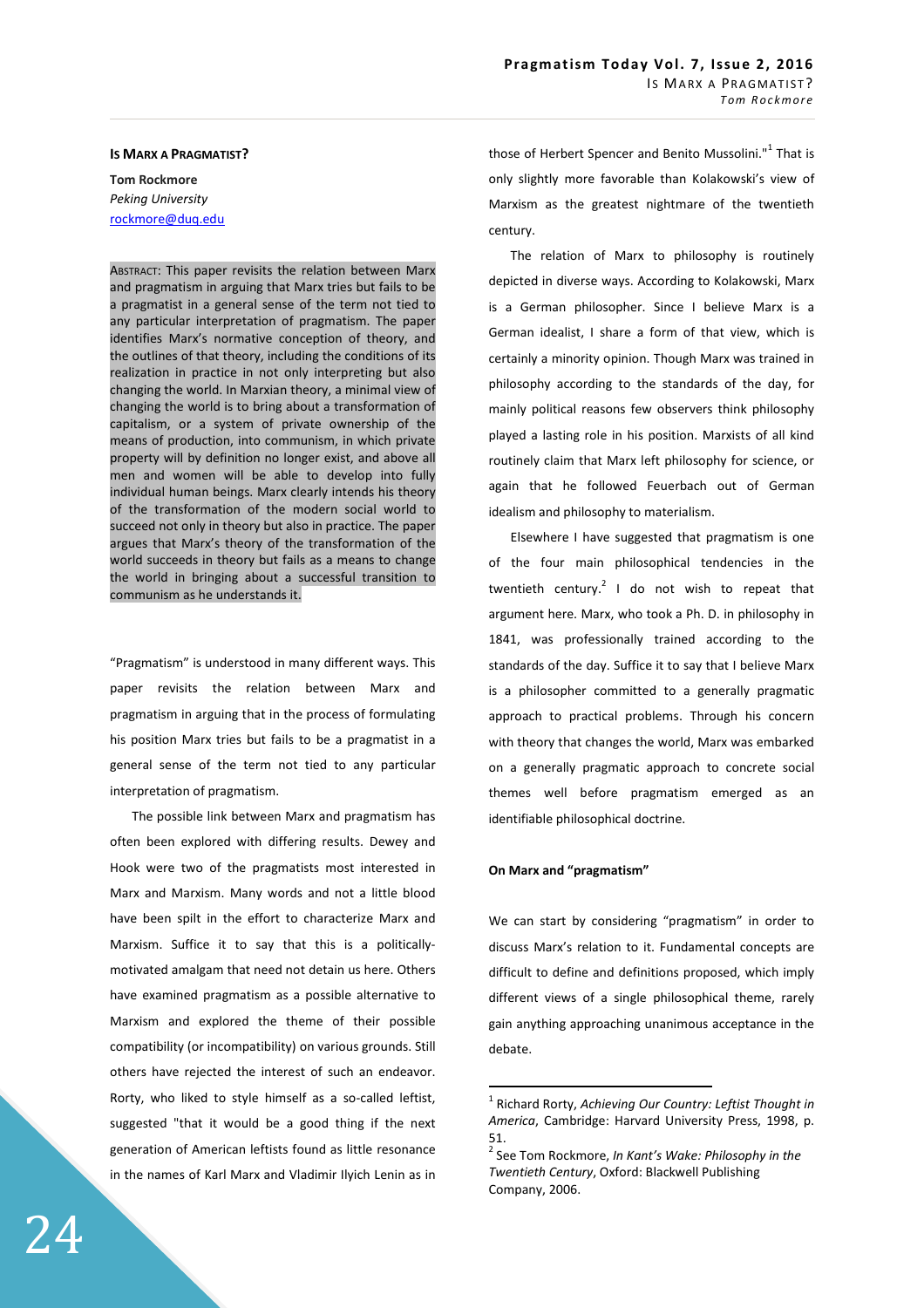# IS MARX A PRAGMATIST?

**Tom Rockmore**
*Peking University*
rockmore@duq.edu

ABSTRACT: This paper revisits the relation between Marx and pragmatism in arguing that Marx tries but fails to be a pragmatist in a general sense of the term not tied to any particular interpretation of pragmatism. The paper identifies Marx's normative conception of theory, and the outlines of that theory, including the conditions of its realization in practice in not only interpreting but also changing the world. In Marxian theory, a minimal view of changing the world is to bring about a transformation of capitalism, or a system of private ownership of the means of production, into communism, in which private property will by definition no longer exist, and above all men and women will be able to develop into fully individual human beings. Marx clearly intends his theory of the transformation of the modern social world to succeed not only in theory but also in practice. The paper argues that Marx's theory of the transformation of the world succeeds in theory but fails as a means to change the world in bringing about a successful transition to communism as he understands it.

"Pragmatism" is understood in many different ways. This paper revisits the relation between Marx and pragmatism in arguing that in the process of formulating his position Marx tries but fails to be a pragmatist in a general sense of the term not tied to any particular interpretation of pragmatism.

The possible link between Marx and pragmatism has often been explored with differing results. Dewey and Hook were two of the pragmatists most interested in Marx and Marxism. Many words and not a little blood have been spilt in the effort to characterize Marx and Marxism. Suffice it to say that this is a politically-motivated amalgam that need not detain us here. Others have examined pragmatism as a possible alternative to Marxism and explored the theme of their possible compatibility (or incompatibility) on various grounds. Still others have rejected the interest of such an endeavor. Rorty, who liked to style himself as a so-called leftist, suggested "that it would be a good thing if the next generation of American leftists found as little resonance in the names of Karl Marx and Vladimir Ilyich Lenin as in those of Herbert Spencer and Benito Mussolini."[1] That is only slightly more favorable than Kolakowski's view of Marxism as the greatest nightmare of the twentieth century.

The relation of Marx to philosophy is routinely depicted in diverse ways. According to Kolakowski, Marx is a German philosopher. Since I believe Marx is a German idealist, I share a form of that view, which is certainly a minority opinion. Though Marx was trained in philosophy according to the standards of the day, for mainly political reasons few observers think philosophy played a lasting role in his position. Marxists of all kind routinely claim that Marx left philosophy for science, or again that he followed Feuerbach out of German idealism and philosophy to materialism.

Elsewhere I have suggested that pragmatism is one of the four main philosophical tendencies in the twentieth century.[2] I do not wish to repeat that argument here. Marx, who took a Ph. D. in philosophy in 1841, was professionally trained according to the standards of the day. Suffice it to say that I believe Marx is a philosopher committed to a generally pragmatic approach to practical problems. Through his concern with theory that changes the world, Marx was embarked on a generally pragmatic approach to concrete social themes well before pragmatism emerged as an identifiable philosophical doctrine.

## On Marx and "pragmatism"

We can start by considering "pragmatism" in order to discuss Marx's relation to it. Fundamental concepts are difficult to define and definitions proposed, which imply different views of a single philosophical theme, rarely gain anything approaching unanimous acceptance in the debate.

---

[1] Richard Rorty, *Achieving Our Country: Leftist Thought in America*, Cambridge: Harvard University Press, 1998, p. 51.

[2] See Tom Rockmore, *In Kant's Wake: Philosophy in the Twentieth Century*, Oxford: Blackwell Publishing Company, 2006.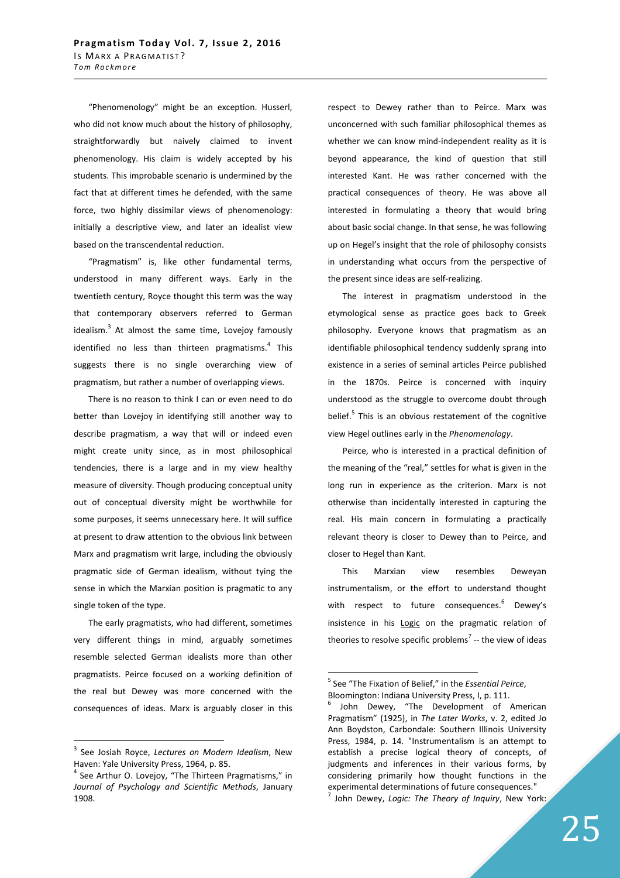"Phenomenology" might be an exception. Husserl, who did not know much about the history of philosophy, straightforwardly but naively claimed to invent phenomenology. His claim is widely accepted by his students. This improbable scenario is undermined by the fact that at different times he defended, with the same force, two highly dissimilar views of phenomenology: initially a descriptive view, and later an idealist view based on the transcendental reduction.

"Pragmatism" is, like other fundamental terms, understood in many different ways. Early in the twentieth century, Royce thought this term was the way that contemporary observers referred to German idealism.[3] At almost the same time, Lovejoy famously identified no less than thirteen pragmatisms.[4] This suggests there is no single overarching view of pragmatism, but rather a number of overlapping views.

There is no reason to think I can or even need to do better than Lovejoy in identifying still another way to describe pragmatism, a way that will or indeed even might create unity since, as in most philosophical tendencies, there is a large and in my view healthy measure of diversity. Though producing conceptual unity out of conceptual diversity might be worthwhile for some purposes, it seems unnecessary here. It will suffice at present to draw attention to the obvious link between Marx and pragmatism writ large, including the obviously pragmatic side of German idealism, without tying the sense in which the Marxian position is pragmatic to any single token of the type.

The early pragmatists, who had different, sometimes very different things in mind, arguably sometimes resemble selected German idealists more than other pragmatists. Peirce focused on a working definition of the real but Dewey was more concerned with the consequences of ideas. Marx is arguably closer in this respect to Dewey rather than to Peirce. Marx was unconcerned with such familiar philosophical themes as whether we can know mind-independent reality as it is beyond appearance, the kind of question that still interested Kant. He was rather concerned with the practical consequences of theory. He was above all interested in formulating a theory that would bring about basic social change. In that sense, he was following up on Hegel's insight that the role of philosophy consists in understanding what occurs from the perspective of the present since ideas are self-realizing.

The interest in pragmatism understood in the etymological sense as practice goes back to Greek philosophy. Everyone knows that pragmatism as an identifiable philosophical tendency suddenly sprang into existence in a series of seminal articles Peirce published in the 1870s. Peirce is concerned with inquiry understood as the struggle to overcome doubt through belief.[5] This is an obvious restatement of the cognitive view Hegel outlines early in the *Phenomenology*.

Peirce, who is interested in a practical definition of the meaning of the "real," settles for what is given in the long run in experience as the criterion. Marx is not otherwise than incidentally interested in capturing the real. His main concern in formulating a practically relevant theory is closer to Dewey than to Peirce, and closer to Hegel than Kant.

This Marxian view resembles Deweyan instrumentalism, or the effort to understand thought with respect to future consequences.[6] Dewey's insistence in his Logic on the pragmatic relation of theories to resolve specific problems[7] -- the view of ideas

---

[3] See Josiah Royce, *Lectures on Modern Idealism*, New Haven: Yale University Press, 1964, p. 85.

[4] See Arthur O. Lovejoy, "The Thirteen Pragmatisms," in *Journal of Psychology and Scientific Methods*, January 1908.

[5] See "The Fixation of Belief," in the *Essential Peirce*, Bloomington: Indiana University Press, I, p. 111.

[6] John Dewey, "The Development of American Pragmatism" (1925), in *The Later Works*, v. 2, edited Jo Ann Boydston, Carbondale: Southern Illinois University Press, 1984, p. 14. "Instrumentalism is an attempt to establish a precise logical theory of concepts, of judgments and inferences in their various forms, by considering primarily how thought functions in the experimental determinations of future consequences."

[7] John Dewey, *Logic: The Theory of Inquiry*, New York: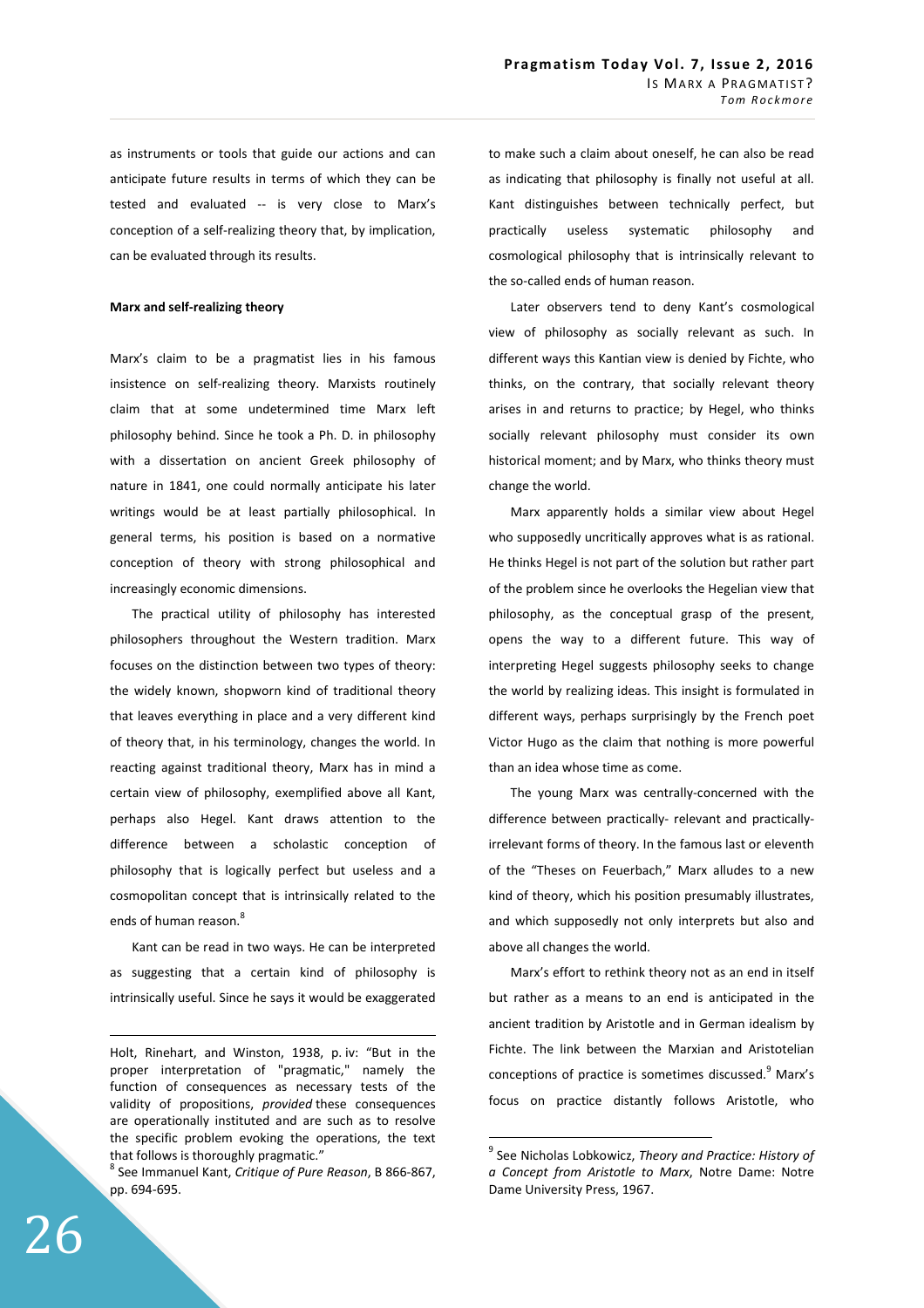as instruments or tools that guide our actions and can anticipate future results in terms of which they can be tested and evaluated -- is very close to Marx's conception of a self-realizing theory that, by implication, can be evaluated through its results.

**Marx and self-realizing theory**

Marx's claim to be a pragmatist lies in his famous insistence on self-realizing theory. Marxists routinely claim that at some undetermined time Marx left philosophy behind. Since he took a Ph. D. in philosophy with a dissertation on ancient Greek philosophy of nature in 1841, one could normally anticipate his later writings would be at least partially philosophical. In general terms, his position is based on a normative conception of theory with strong philosophical and increasingly economic dimensions.

The practical utility of philosophy has interested philosophers throughout the Western tradition. Marx focuses on the distinction between two types of theory: the widely known, shopworn kind of traditional theory that leaves everything in place and a very different kind of theory that, in his terminology, changes the world. In reacting against traditional theory, Marx has in mind a certain view of philosophy, exemplified above all Kant, perhaps also Hegel. Kant draws attention to the difference between a scholastic conception of philosophy that is logically perfect but useless and a cosmopolitan concept that is intrinsically related to the ends of human reason.[8]

Kant can be read in two ways. He can be interpreted as suggesting that a certain kind of philosophy is intrinsically useful. Since he says it would be exaggerated to make such a claim about oneself, he can also be read as indicating that philosophy is finally not useful at all. Kant distinguishes between technically perfect, but practically useless systematic philosophy and cosmological philosophy that is intrinsically relevant to the so-called ends of human reason.

Later observers tend to deny Kant's cosmological view of philosophy as socially relevant as such. In different ways this Kantian view is denied by Fichte, who thinks, on the contrary, that socially relevant theory arises in and returns to practice; by Hegel, who thinks socially relevant philosophy must consider its own historical moment; and by Marx, who thinks theory must change the world.

Marx apparently holds a similar view about Hegel who supposedly uncritically approves what is as rational. He thinks Hegel is not part of the solution but rather part of the problem since he overlooks the Hegelian view that philosophy, as the conceptual grasp of the present, opens the way to a different future. This way of interpreting Hegel suggests philosophy seeks to change the world by realizing ideas. This insight is formulated in different ways, perhaps surprisingly by the French poet Victor Hugo as the claim that nothing is more powerful than an idea whose time as come.

The young Marx was centrally-concerned with the difference between practically- relevant and practically-irrelevant forms of theory. In the famous last or eleventh of the "Theses on Feuerbach," Marx alludes to a new kind of theory, which his position presumably illustrates, and which supposedly not only interprets but also and above all changes the world.

Marx's effort to rethink theory not as an end in itself but rather as a means to an end is anticipated in the ancient tradition by Aristotle and in German idealism by Fichte. The link between the Marxian and Aristotelian conceptions of practice is sometimes discussed.[9] Marx's focus on practice distantly follows Aristotle, who

---

Holt, Rinehart, and Winston, 1938, p. iv: "But in the proper interpretation of "pragmatic," namely the function of consequences as necessary tests of the validity of propositions, *provided* these consequences are operationally instituted and are such as to resolve the specific problem evoking the operations, the text that follows is thoroughly pragmatic."

[8] See Immanuel Kant, *Critique of Pure Reason*, B 866-867, pp. 694-695.

[9] See Nicholas Lobkowicz, *Theory and Practice: History of a Concept from Aristotle to Marx*, Notre Dame: Notre Dame University Press, 1967.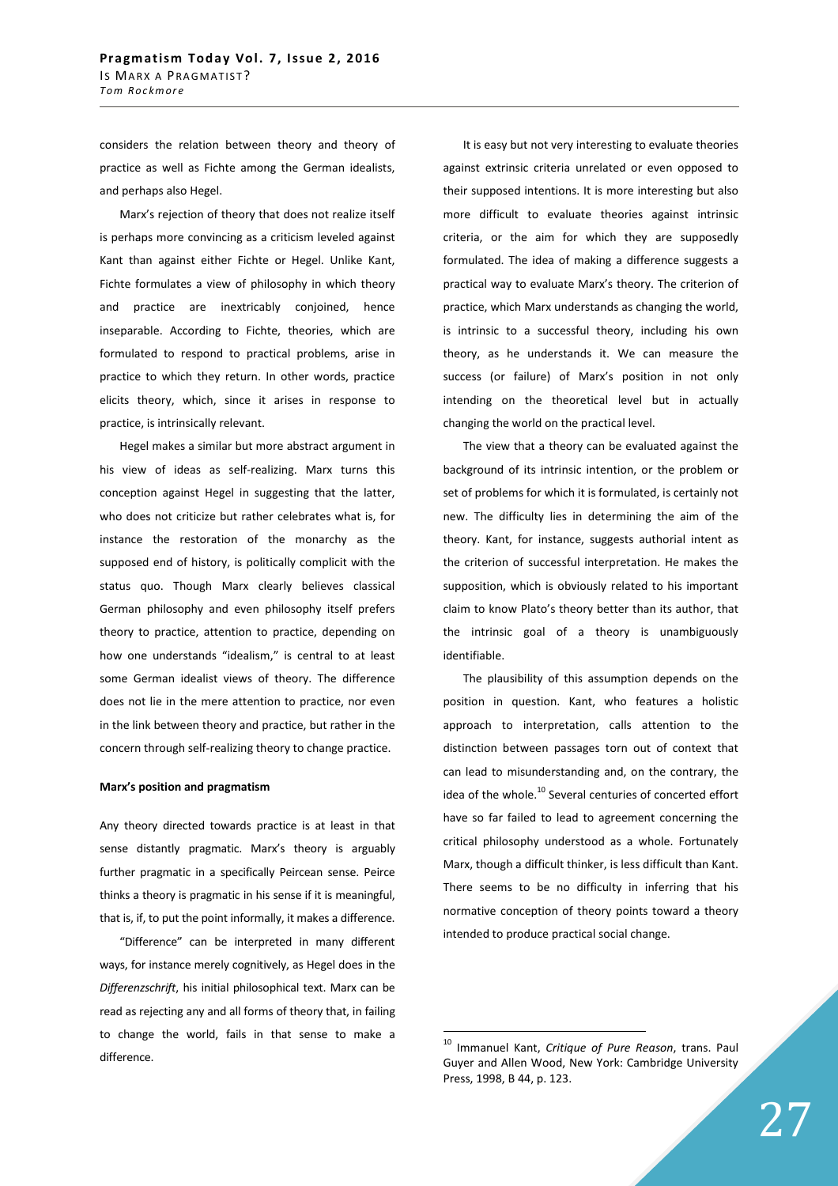considers the relation between theory and theory of practice as well as Fichte among the German idealists, and perhaps also Hegel.

Marx's rejection of theory that does not realize itself is perhaps more convincing as a criticism leveled against Kant than against either Fichte or Hegel. Unlike Kant, Fichte formulates a view of philosophy in which theory and practice are inextricably conjoined, hence inseparable. According to Fichte, theories, which are formulated to respond to practical problems, arise in practice to which they return. In other words, practice elicits theory, which, since it arises in response to practice, is intrinsically relevant.

Hegel makes a similar but more abstract argument in his view of ideas as self-realizing. Marx turns this conception against Hegel in suggesting that the latter, who does not criticize but rather celebrates what is, for instance the restoration of the monarchy as the supposed end of history, is politically complicit with the status quo. Though Marx clearly believes classical German philosophy and even philosophy itself prefers theory to practice, attention to practice, depending on how one understands "idealism," is central to at least some German idealist views of theory. The difference does not lie in the mere attention to practice, nor even in the link between theory and practice, but rather in the concern through self-realizing theory to change practice.

**Marx's position and pragmatism**

Any theory directed towards practice is at least in that sense distantly pragmatic. Marx's theory is arguably further pragmatic in a specifically Peircean sense. Peirce thinks a theory is pragmatic in his sense if it is meaningful, that is, if, to put the point informally, it makes a difference.

"Difference" can be interpreted in many different ways, for instance merely cognitively, as Hegel does in the *Differenzschrift*, his initial philosophical text. Marx can be read as rejecting any and all forms of theory that, in failing to change the world, fails in that sense to make a difference.

It is easy but not very interesting to evaluate theories against extrinsic criteria unrelated or even opposed to their supposed intentions. It is more interesting but also more difficult to evaluate theories against intrinsic criteria, or the aim for which they are supposedly formulated. The idea of making a difference suggests a practical way to evaluate Marx's theory. The criterion of practice, which Marx understands as changing the world, is intrinsic to a successful theory, including his own theory, as he understands it. We can measure the success (or failure) of Marx's position in not only intending on the theoretical level but in actually changing the world on the practical level.

The view that a theory can be evaluated against the background of its intrinsic intention, or the problem or set of problems for which it is formulated, is certainly not new. The difficulty lies in determining the aim of the theory. Kant, for instance, suggests authorial intent as the criterion of successful interpretation. He makes the supposition, which is obviously related to his important claim to know Plato's theory better than its author, that the intrinsic goal of a theory is unambiguously identifiable.

The plausibility of this assumption depends on the position in question. Kant, who features a holistic approach to interpretation, calls attention to the distinction between passages torn out of context that can lead to misunderstanding and, on the contrary, the idea of the whole.[10] Several centuries of concerted effort have so far failed to lead to agreement concerning the critical philosophy understood as a whole. Fortunately Marx, though a difficult thinker, is less difficult than Kant. There seems to be no difficulty in inferring that his normative conception of theory points toward a theory intended to produce practical social change.

---

[10] Immanuel Kant, *Critique of Pure Reason*, trans. Paul Guyer and Allen Wood, New York: Cambridge University Press, 1998, B 44, p. 123.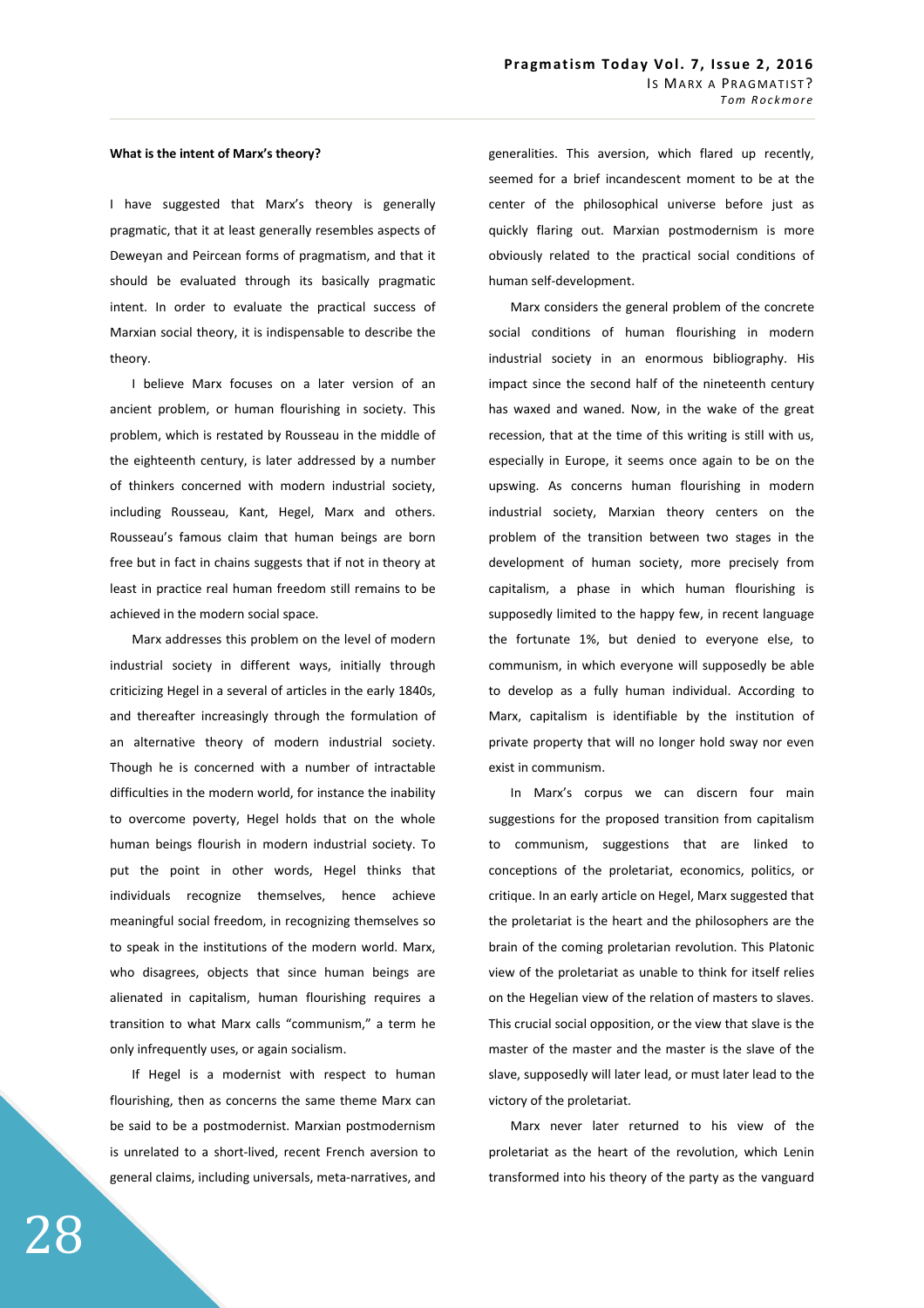**What is the intent of Marx's theory?**

I have suggested that Marx's theory is generally pragmatic, that it at least generally resembles aspects of Deweyan and Peircean forms of pragmatism, and that it should be evaluated through its basically pragmatic intent. In order to evaluate the practical success of Marxian social theory, it is indispensable to describe the theory.

I believe Marx focuses on a later version of an ancient problem, or human flourishing in society. This problem, which is restated by Rousseau in the middle of the eighteenth century, is later addressed by a number of thinkers concerned with modern industrial society, including Rousseau, Kant, Hegel, Marx and others. Rousseau's famous claim that human beings are born free but in fact in chains suggests that if not in theory at least in practice real human freedom still remains to be achieved in the modern social space.

Marx addresses this problem on the level of modern industrial society in different ways, initially through criticizing Hegel in a several of articles in the early 1840s, and thereafter increasingly through the formulation of an alternative theory of modern industrial society. Though he is concerned with a number of intractable difficulties in the modern world, for instance the inability to overcome poverty, Hegel holds that on the whole human beings flourish in modern industrial society. To put the point in other words, Hegel thinks that individuals recognize themselves, hence achieve meaningful social freedom, in recognizing themselves so to speak in the institutions of the modern world. Marx, who disagrees, objects that since human beings are alienated in capitalism, human flourishing requires a transition to what Marx calls "communism," a term he only infrequently uses, or again socialism.

If Hegel is a modernist with respect to human flourishing, then as concerns the same theme Marx can be said to be a postmodernist. Marxian postmodernism is unrelated to a short-lived, recent French aversion to general claims, including universals, meta-narratives, and generalities. This aversion, which flared up recently, seemed for a brief incandescent moment to be at the center of the philosophical universe before just as quickly flaring out. Marxian postmodernism is more obviously related to the practical social conditions of human self-development.

Marx considers the general problem of the concrete social conditions of human flourishing in modern industrial society in an enormous bibliography. His impact since the second half of the nineteenth century has waxed and waned. Now, in the wake of the great recession, that at the time of this writing is still with us, especially in Europe, it seems once again to be on the upswing. As concerns human flourishing in modern industrial society, Marxian theory centers on the problem of the transition between two stages in the development of human society, more precisely from capitalism, a phase in which human flourishing is supposedly limited to the happy few, in recent language the fortunate 1%, but denied to everyone else, to communism, in which everyone will supposedly be able to develop as a fully human individual. According to Marx, capitalism is identifiable by the institution of private property that will no longer hold sway nor even exist in communism.

In Marx's corpus we can discern four main suggestions for the proposed transition from capitalism to communism, suggestions that are linked to conceptions of the proletariat, economics, politics, or critique. In an early article on Hegel, Marx suggested that the proletariat is the heart and the philosophers are the brain of the coming proletarian revolution. This Platonic view of the proletariat as unable to think for itself relies on the Hegelian view of the relation of masters to slaves. This crucial social opposition, or the view that slave is the master of the master and the master is the slave of the slave, supposedly will later lead, or must later lead to the victory of the proletariat.

Marx never later returned to his view of the proletariat as the heart of the revolution, which Lenin transformed into his theory of the party as the vanguard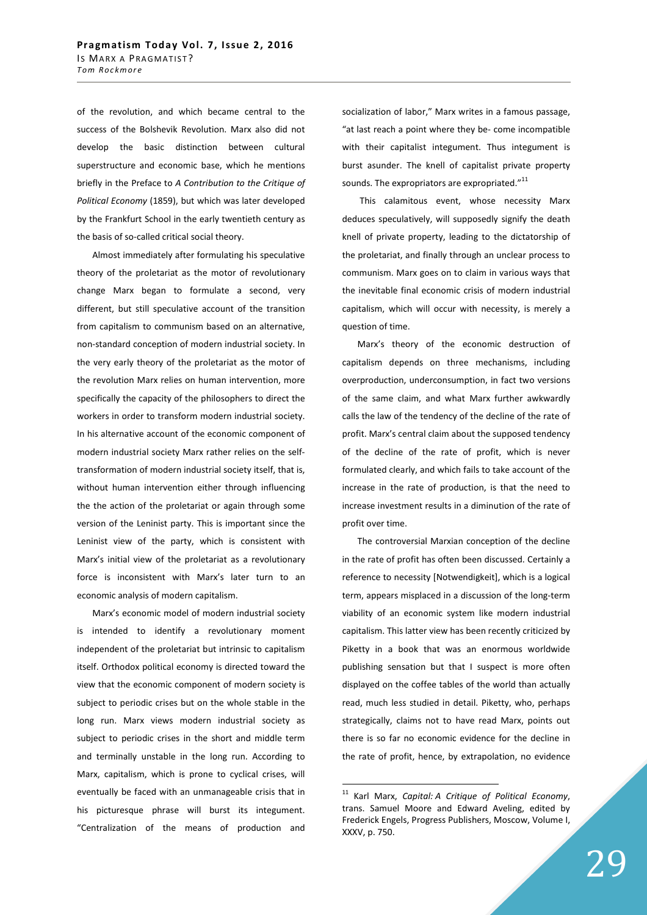of the revolution, and which became central to the success of the Bolshevik Revolution. Marx also did not develop the basic distinction between cultural superstructure and economic base, which he mentions briefly in the Preface to *A Contribution to the Critique of Political Economy* (1859), but which was later developed by the Frankfurt School in the early twentieth century as the basis of so-called critical social theory.

Almost immediately after formulating his speculative theory of the proletariat as the motor of revolutionary change Marx began to formulate a second, very different, but still speculative account of the transition from capitalism to communism based on an alternative, non-standard conception of modern industrial society. In the very early theory of the proletariat as the motor of the revolution Marx relies on human intervention, more specifically the capacity of the philosophers to direct the workers in order to transform modern industrial society. In his alternative account of the economic component of modern industrial society Marx rather relies on the self-transformation of modern industrial society itself, that is, without human intervention either through influencing the the action of the proletariat or again through some version of the Leninist party. This is important since the Leninist view of the party, which is consistent with Marx's initial view of the proletariat as a revolutionary force is inconsistent with Marx's later turn to an economic analysis of modern capitalism.

Marx's economic model of modern industrial society is intended to identify a revolutionary moment independent of the proletariat but intrinsic to capitalism itself. Orthodox political economy is directed toward the view that the economic component of modern society is subject to periodic crises but on the whole stable in the long run. Marx views modern industrial society as subject to periodic crises in the short and middle term and terminally unstable in the long run. According to Marx, capitalism, which is prone to cyclical crises, will eventually be faced with an unmanageable crisis that in his picturesque phrase will burst its integument. "Centralization of the means of production and socialization of labor," Marx writes in a famous passage, "at last reach a point where they be- come incompatible with their capitalist integument. Thus integument is burst asunder. The knell of capitalist private property sounds. The expropriators are expropriated."[11]

This calamitous event, whose necessity Marx deduces speculatively, will supposedly signify the death knell of private property, leading to the dictatorship of the proletariat, and finally through an unclear process to communism. Marx goes on to claim in various ways that the inevitable final economic crisis of modern industrial capitalism, which will occur with necessity, is merely a question of time.

Marx's theory of the economic destruction of capitalism depends on three mechanisms, including overproduction, underconsumption, in fact two versions of the same claim, and what Marx further awkwardly calls the law of the tendency of the decline of the rate of profit. Marx's central claim about the supposed tendency of the decline of the rate of profit, which is never formulated clearly, and which fails to take account of the increase in the rate of production, is that the need to increase investment results in a diminution of the rate of profit over time.

The controversial Marxian conception of the decline in the rate of profit has often been discussed. Certainly a reference to necessity [Notwendigkeit], which is a logical term, appears misplaced in a discussion of the long-term viability of an economic system like modern industrial capitalism. This latter view has been recently criticized by Piketty in a book that was an enormous worldwide publishing sensation but that I suspect is more often displayed on the coffee tables of the world than actually read, much less studied in detail. Piketty, who, perhaps strategically, claims not to have read Marx, points out there is so far no economic evidence for the decline in the rate of profit, hence, by extrapolation, no evidence

---

[11] Karl Marx, *Capital: A Critique of Political Economy*, trans. Samuel Moore and Edward Aveling, edited by Frederick Engels, Progress Publishers, Moscow, Volume I, XXXV, p. 750.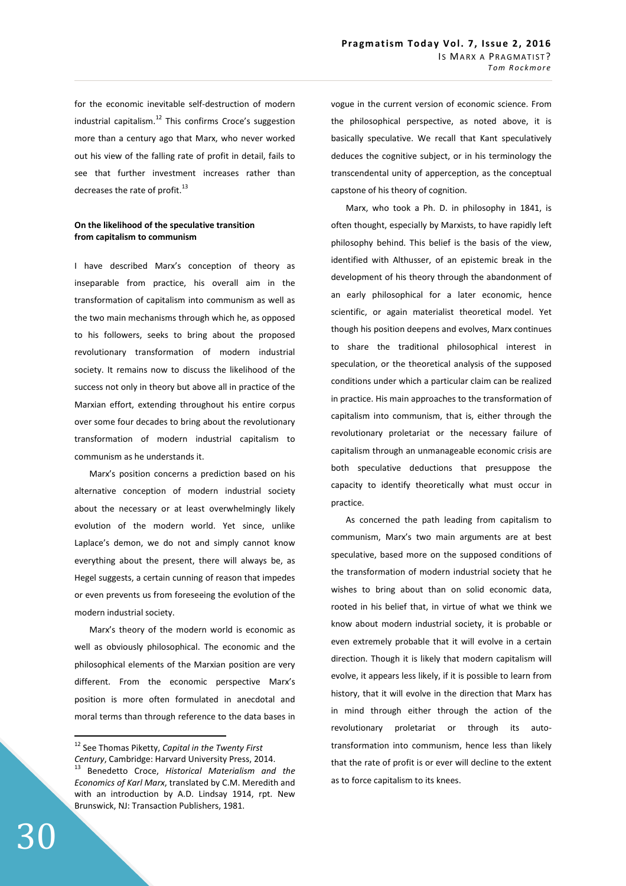for the economic inevitable self-destruction of modern industrial capitalism.[12] This confirms Croce's suggestion more than a century ago that Marx, who never worked out his view of the falling rate of profit in detail, fails to see that further investment increases rather than decreases the rate of profit.[13]

### On the likelihood of the speculative transition from capitalism to communism

I have described Marx's conception of theory as inseparable from practice, his overall aim in the transformation of capitalism into communism as well as the two main mechanisms through which he, as opposed to his followers, seeks to bring about the proposed revolutionary transformation of modern industrial society. It remains now to discuss the likelihood of the success not only in theory but above all in practice of the Marxian effort, extending throughout his entire corpus over some four decades to bring about the revolutionary transformation of modern industrial capitalism to communism as he understands it.

Marx's position concerns a prediction based on his alternative conception of modern industrial society about the necessary or at least overwhelmingly likely evolution of the modern world. Yet since, unlike Laplace's demon, we do not and simply cannot know everything about the present, there will always be, as Hegel suggests, a certain cunning of reason that impedes or even prevents us from foreseeing the evolution of the modern industrial society.

Marx's theory of the modern world is economic as well as obviously philosophical. The economic and the philosophical elements of the Marxian position are very different. From the economic perspective Marx's position is more often formulated in anecdotal and moral terms than through reference to the data bases in vogue in the current version of economic science. From the philosophical perspective, as noted above, it is basically speculative. We recall that Kant speculatively deduces the cognitive subject, or in his terminology the transcendental unity of apperception, as the conceptual capstone of his theory of cognition.

Marx, who took a Ph. D. in philosophy in 1841, is often thought, especially by Marxists, to have rapidly left philosophy behind. This belief is the basis of the view, identified with Althusser, of an epistemic break in the development of his theory through the abandonment of an early philosophical for a later economic, hence scientific, or again materialist theoretical model. Yet though his position deepens and evolves, Marx continues to share the traditional philosophical interest in speculation, or the theoretical analysis of the supposed conditions under which a particular claim can be realized in practice. His main approaches to the transformation of capitalism into communism, that is, either through the revolutionary proletariat or the necessary failure of capitalism through an unmanageable economic crisis are both speculative deductions that presuppose the capacity to identify theoretically what must occur in practice.

As concerned the path leading from capitalism to communism, Marx's two main arguments are at best speculative, based more on the supposed conditions of the transformation of modern industrial society that he wishes to bring about than on solid economic data, rooted in his belief that, in virtue of what we think we know about modern industrial society, it is probable or even extremely probable that it will evolve in a certain direction. Though it is likely that modern capitalism will evolve, it appears less likely, if it is possible to learn from history, that it will evolve in the direction that Marx has in mind through either through the action of the revolutionary proletariat or through its auto-transformation into communism, hence less than likely that the rate of profit is or ever will decline to the extent as to force capitalism to its knees.

---

[12] See Thomas Piketty, *Capital in the Twenty First Century*, Cambridge: Harvard University Press, 2014.

[13] Benedetto Croce, *Historical Materialism and the Economics of Karl Marx*, translated by C.M. Meredith and with an introduction by A.D. Lindsay 1914, rpt. New Brunswick, NJ: Transaction Publishers, 1981.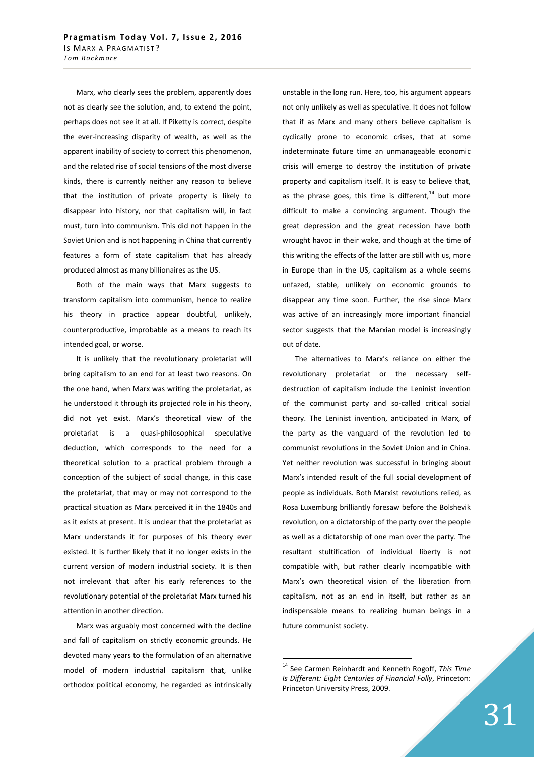Marx, who clearly sees the problem, apparently does not as clearly see the solution, and, to extend the point, perhaps does not see it at all. If Piketty is correct, despite the ever-increasing disparity of wealth, as well as the apparent inability of society to correct this phenomenon, and the related rise of social tensions of the most diverse kinds, there is currently neither any reason to believe that the institution of private property is likely to disappear into history, nor that capitalism will, in fact must, turn into communism. This did not happen in the Soviet Union and is not happening in China that currently features a form of state capitalism that has already produced almost as many billionaires as the US.

Both of the main ways that Marx suggests to transform capitalism into communism, hence to realize his theory in practice appear doubtful, unlikely, counterproductive, improbable as a means to reach its intended goal, or worse.

It is unlikely that the revolutionary proletariat will bring capitalism to an end for at least two reasons. On the one hand, when Marx was writing the proletariat, as he understood it through its projected role in his theory, did not yet exist. Marx's theoretical view of the proletariat is a quasi-philosophical speculative deduction, which corresponds to the need for a theoretical solution to a practical problem through a conception of the subject of social change, in this case the proletariat, that may or may not correspond to the practical situation as Marx perceived it in the 1840s and as it exists at present. It is unclear that the proletariat as Marx understands it for purposes of his theory ever existed. It is further likely that it no longer exists in the current version of modern industrial society. It is then not irrelevant that after his early references to the revolutionary potential of the proletariat Marx turned his attention in another direction.

Marx was arguably most concerned with the decline and fall of capitalism on strictly economic grounds. He devoted many years to the formulation of an alternative model of modern industrial capitalism that, unlike orthodox political economy, he regarded as intrinsically unstable in the long run. Here, too, his argument appears not only unlikely as well as speculative. It does not follow that if as Marx and many others believe capitalism is cyclically prone to economic crises, that at some indeterminate future time an unmanageable economic crisis will emerge to destroy the institution of private property and capitalism itself. It is easy to believe that, as the phrase goes, this time is different,[14] but more difficult to make a convincing argument. Though the great depression and the great recession have both wrought havoc in their wake, and though at the time of this writing the effects of the latter are still with us, more in Europe than in the US, capitalism as a whole seems unfazed, stable, unlikely on economic grounds to disappear any time soon. Further, the rise since Marx was active of an increasingly more important financial sector suggests that the Marxian model is increasingly out of date.

The alternatives to Marx's reliance on either the revolutionary proletariat or the necessary self-destruction of capitalism include the Leninist invention of the communist party and so-called critical social theory. The Leninist invention, anticipated in Marx, of the party as the vanguard of the revolution led to communist revolutions in the Soviet Union and in China. Yet neither revolution was successful in bringing about Marx's intended result of the full social development of people as individuals. Both Marxist revolutions relied, as Rosa Luxemburg brilliantly foresaw before the Bolshevik revolution, on a dictatorship of the party over the people as well as a dictatorship of one man over the party. The resultant stultification of individual liberty is not compatible with, but rather clearly incompatible with Marx's own theoretical vision of the liberation from capitalism, not as an end in itself, but rather as an indispensable means to realizing human beings in a future communist society.

---

[14] See Carmen Reinhardt and Kenneth Rogoff, *This Time Is Different: Eight Centuries of Financial Folly*, Princeton: Princeton University Press, 2009.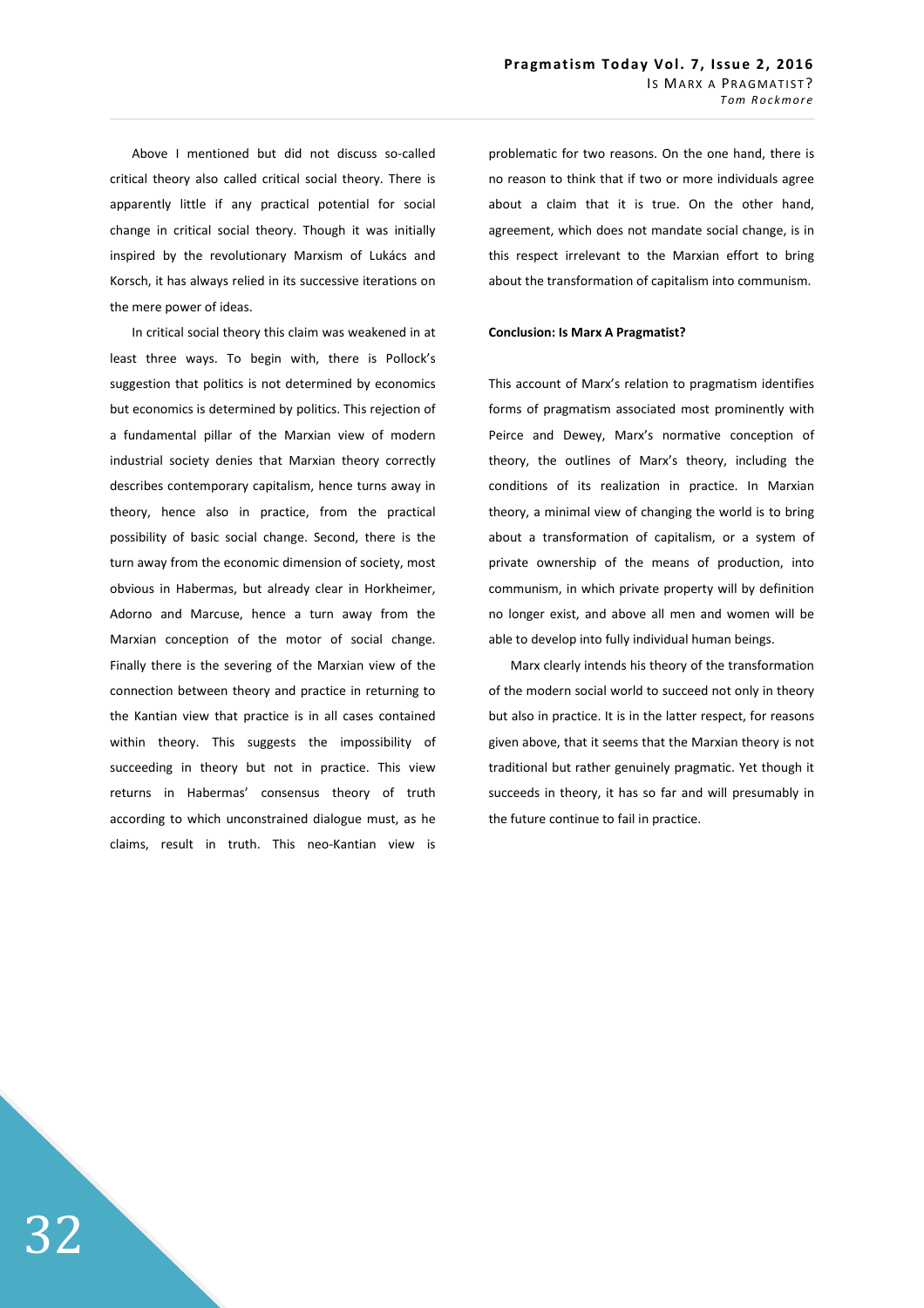Above I mentioned but did not discuss so-called critical theory also called critical social theory. There is apparently little if any practical potential for social change in critical social theory. Though it was initially inspired by the revolutionary Marxism of Lukács and Korsch, it has always relied in its successive iterations on the mere power of ideas.

In critical social theory this claim was weakened in at least three ways. To begin with, there is Pollock's suggestion that politics is not determined by economics but economics is determined by politics. This rejection of a fundamental pillar of the Marxian view of modern industrial society denies that Marxian theory correctly describes contemporary capitalism, hence turns away in theory, hence also in practice, from the practical possibility of basic social change. Second, there is the turn away from the economic dimension of society, most obvious in Habermas, but already clear in Horkheimer, Adorno and Marcuse, hence a turn away from the Marxian conception of the motor of social change. Finally there is the severing of the Marxian view of the connection between theory and practice in returning to the Kantian view that practice is in all cases contained within theory. This suggests the impossibility of succeeding in theory but not in practice. This view returns in Habermas' consensus theory of truth according to which unconstrained dialogue must, as he claims, result in truth. This neo-Kantian view is problematic for two reasons. On the one hand, there is no reason to think that if two or more individuals agree about a claim that it is true. On the other hand, agreement, which does not mandate social change, is in this respect irrelevant to the Marxian effort to bring about the transformation of capitalism into communism.

**Conclusion: Is Marx A Pragmatist?**

This account of Marx's relation to pragmatism identifies forms of pragmatism associated most prominently with Peirce and Dewey, Marx's normative conception of theory, the outlines of Marx's theory, including the conditions of its realization in practice. In Marxian theory, a minimal view of changing the world is to bring about a transformation of capitalism, or a system of private ownership of the means of production, into communism, in which private property will by definition no longer exist, and above all men and women will be able to develop into fully individual human beings.

Marx clearly intends his theory of the transformation of the modern social world to succeed not only in theory but also in practice. It is in the latter respect, for reasons given above, that it seems that the Marxian theory is not traditional but rather genuinely pragmatic. Yet though it succeeds in theory, it has so far and will presumably in the future continue to fail in practice.